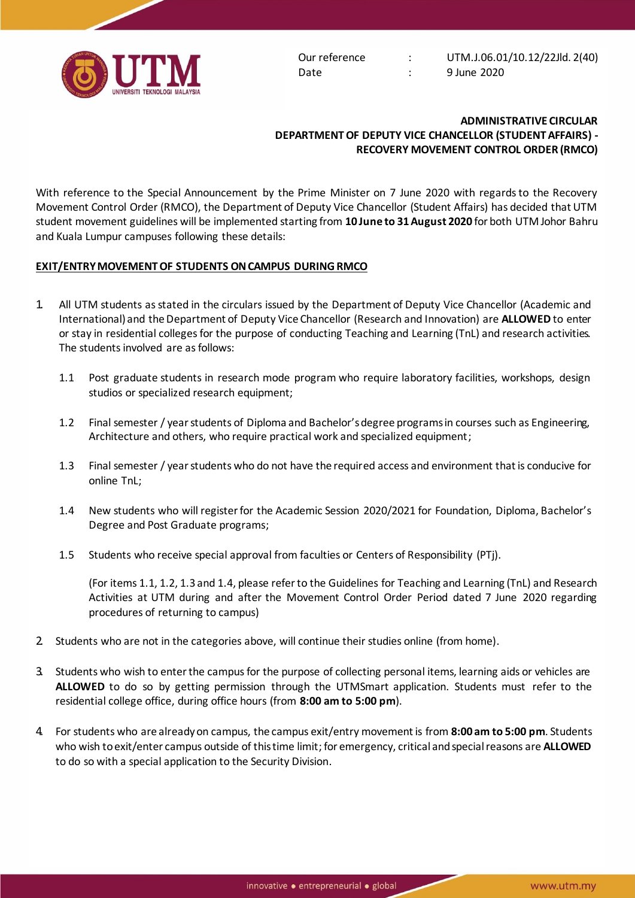Our reference : UTM.J.06.01/10.12/22Jld. 2(40)
Date : 9 June 2020

**ADMINISTRATIVE CIRCULAR**
**DEPARTMENT OF DEPUTY VICE CHANCELLOR (STUDENT AFFAIRS) - RECOVERY MOVEMENT CONTROL ORDER (RMCO)**

With reference to the Special Announcement by the Prime Minister on 7 June 2020 with regards to the Recovery Movement Control Order (RMCO), the Department of Deputy Vice Chancellor (Student Affairs) has decided that UTM student movement guidelines will be implemented starting from **10 June to 31 August 2020** for both UTM Johor Bahru and Kuala Lumpur campuses following these details:

**EXIT/ENTRY MOVEMENT OF STUDENTS ON CAMPUS DURING RMCO**

1. All UTM students as stated in the circulars issued by the Department of Deputy Vice Chancellor (Academic and International) and the Department of Deputy Vice Chancellor (Research and Innovation) are **ALLOWED** to enter or stay in residential colleges for the purpose of conducting Teaching and Learning (TnL) and research activities. The students involved are as follows:

   1.1 Post graduate students in research mode program who require laboratory facilities, workshops, design studios or specialized research equipment;

   1.2 Final semester / year students of Diploma and Bachelor's degree programs in courses such as Engineering, Architecture and others, who require practical work and specialized equipment;

   1.3 Final semester / year students who do not have the required access and environment that is conducive for online TnL;

   1.4 New students who will register for the Academic Session 2020/2021 for Foundation, Diploma, Bachelor's Degree and Post Graduate programs;

   1.5 Students who receive special approval from faculties or Centers of Responsibility (PTj).

   (For items 1.1, 1.2, 1.3 and 1.4, please refer to the Guidelines for Teaching and Learning (TnL) and Research Activities at UTM during and after the Movement Control Order Period dated 7 June 2020 regarding procedures of returning to campus)

2. Students who are not in the categories above, will continue their studies online (from home).

3. Students who wish to enter the campus for the purpose of collecting personal items, learning aids or vehicles are **ALLOWED** to do so by getting permission through the UTMSmart application. Students must refer to the residential college office, during office hours (from **8:00 am to 5:00 pm**).

4. For students who are already on campus, the campus exit/entry movement is from **8:00 am to 5:00 pm**. Students who wish to exit/enter campus outside of this time limit; for emergency, critical and special reasons are **ALLOWED** to do so with a special application to the Security Division.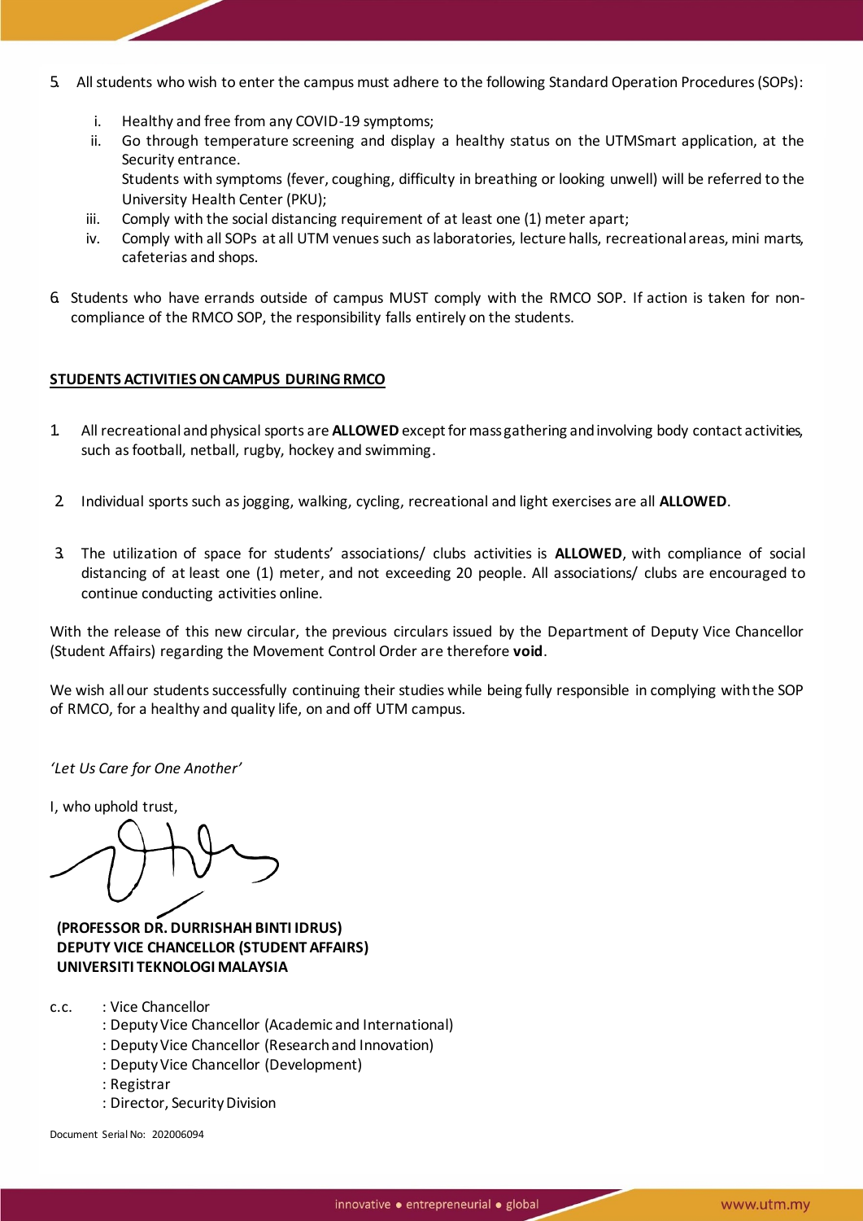5. All students who wish to enter the campus must adhere to the following Standard Operation Procedures (SOPs):

    i. Healthy and free from any COVID-19 symptoms;
    ii. Go through temperature screening and display a healthy status on the UTMSmart application, at the Security entrance.
    Students with symptoms (fever, coughing, difficulty in breathing or looking unwell) will be referred to the University Health Center (PKU);
    iii. Comply with the social distancing requirement of at least one (1) meter apart;
    iv. Comply with all SOPs at all UTM venues such as laboratories, lecture halls, recreational areas, mini marts, cafeterias and shops.

6. Students who have errands outside of campus MUST comply with the RMCO SOP. If action is taken for non-compliance of the RMCO SOP, the responsibility falls entirely on the students.

**<u>STUDENTS ACTIVITIES ON CAMPUS DURING RMCO</u>**

1. All recreational and physical sports are **ALLOWED** except for mass gathering and involving body contact activities, such as football, netball, rugby, hockey and swimming.

2. Individual sports such as jogging, walking, cycling, recreational and light exercises are all **ALLOWED**.

3. The utilization of space for students' associations/ clubs activities is **ALLOWED**, with compliance of social distancing of at least one (1) meter, and not exceeding 20 people. All associations/ clubs are encouraged to continue conducting activities online.

With the release of this new circular, the previous circulars issued by the Department of Deputy Vice Chancellor (Student Affairs) regarding the Movement Control Order are therefore **void**.

We wish all our students successfully continuing their studies while being fully responsible in complying with the SOP of RMCO, for a healthy and quality life, on and off UTM campus.

*'Let Us Care for One Another'*

I, who uphold trust,

**(PROFESSOR DR. DURRISHAH BINTI IDRUS)**
**DEPUTY VICE CHANCELLOR (STUDENT AFFAIRS)**
**UNIVERSITI TEKNOLOGI MALAYSIA**

c.c. : Vice Chancellor
: Deputy Vice Chancellor (Academic and International)
: Deputy Vice Chancellor (Research and Innovation)
: Deputy Vice Chancellor (Development)
: Registrar
: Director, Security Division

Document Serial No: 202006094